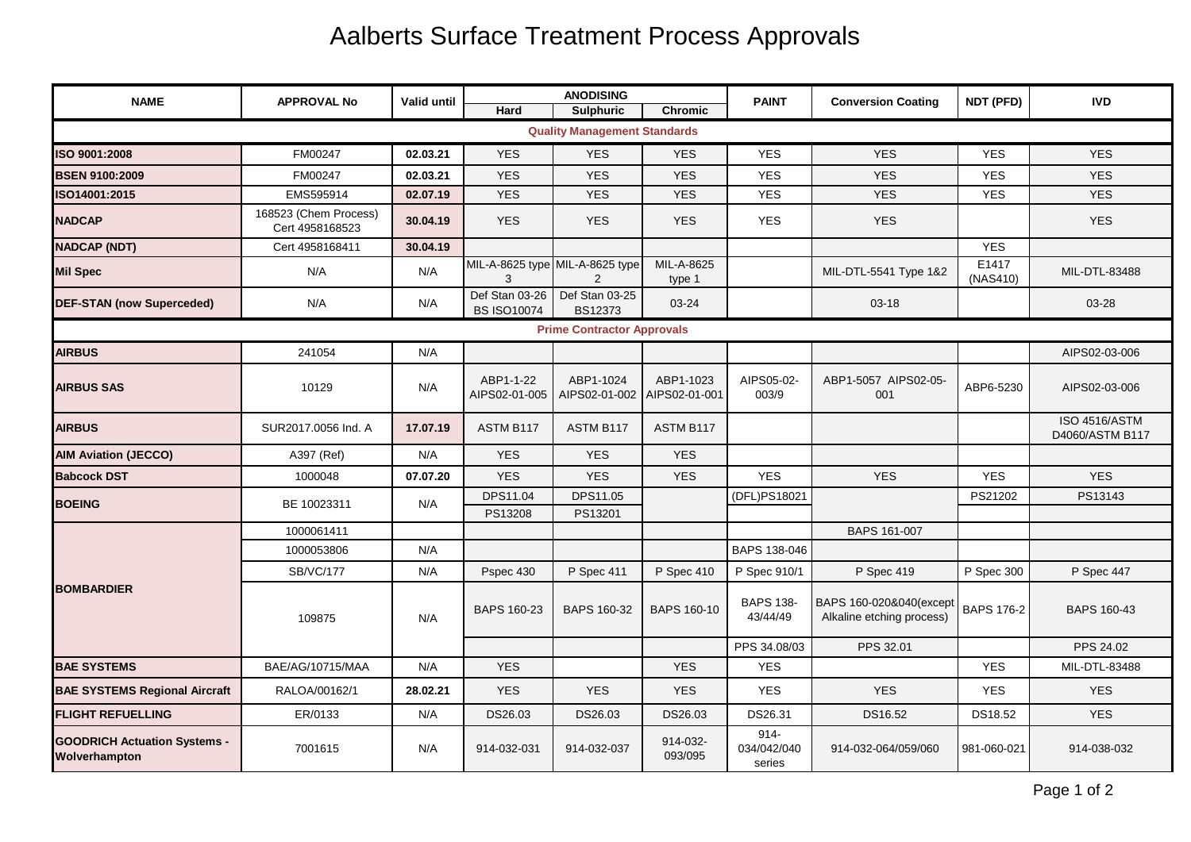# Aalberts Surface Treatment Process Approvals

| NAME | APPROVAL No | Valid until | ANODISING | | | PAINT | Conversion Coating | NDT (PFD) | IVD |
|---|---|---|---|---|---|---|---|---|---|
| | | | Hard | Sulphuric | Chromic | | | | |
| **Quality Management Standards** | | | | | | | | | |
| **ISO 9001:2008** | FM00247 | **02.03.21** | YES | YES | YES | YES | YES | YES | YES |
| **BSEN 9100:2009** | FM00247 | **02.03.21** | YES | YES | YES | YES | YES | YES | YES |
| **ISO14001:2015** | EMS595914 | **02.07.19** | YES | YES | YES | YES | YES | YES | YES |
| **NADCAP** | 168523 (Chem Process) Cert 4958168523 | **30.04.19** | YES | YES | YES | YES | YES | | YES |
| **NADCAP (NDT)** | Cert 4958168411 | **30.04.19** | | | | | | YES | |
| **Mil Spec** | N/A | N/A | MIL-A-8625 type 3 | MIL-A-8625 type 2 | MIL-A-8625 type 1 | | MIL-DTL-5541 Type 1&2 | E1417 (NAS410) | MIL-DTL-83488 |
| **DEF-STAN (now Superceded)** | N/A | N/A | Def Stan 03-26 BS ISO10074 | Def Stan 03-25 BS12373 | 03-24 | | 03-18 | | 03-28 |
| **Prime Contractor Approvals** | | | | | | | | | |
| **AIRBUS** | 241054 | N/A | | | | | | | AIPS02-03-006 |
| **AIRBUS SAS** | 10129 | N/A | ABP1-1-22 AIPS02-01-005 | ABP1-1024 AIPS02-01-002 | ABP1-1023 AIPS02-01-001 | AIPS05-02-003/9 | ABP1-5057 AIPS02-05-001 | ABP6-5230 | AIPS02-03-006 |
| **AIRBUS** | SUR2017.0056 Ind. A | **17.07.19** | ASTM B117 | ASTM B117 | ASTM B117 | | | | ISO 4516/ASTM D4060/ASTM B117 |
| **AIM Aviation (JECCO)** | A397 (Ref) | N/A | YES | YES | YES | | | | |
| **Babcock DST** | 1000048 | **07.07.20** | YES | YES | YES | YES | YES | YES | YES |
| **BOEING** | BE 10023311 | N/A | DPS11.04 | DPS11.05 | | (DFL)PS18021 | | PS21202 | PS13143 |
| | | | PS13208 | PS13201 | | | | | |
| **BOMBARDIER** | 1000061411 | | | | | | BAPS 161-007 | | |
| | 1000053806 | N/A | | | | BAPS 138-046 | | | |
| | SB/VC/177 | N/A | Pspec 430 | P Spec 411 | P Spec 410 | P Spec 910/1 | P Spec 419 | P Spec 300 | P Spec 447 |
| | 109875 | N/A | BAPS 160-23 | BAPS 160-32 | BAPS 160-10 | BAPS 138-43/44/49 | BAPS 160-020&040(except Alkaline etching process) | BAPS 176-2 | BAPS 160-43 |
| | | | | | | PPS 34.08/03 | PPS 32.01 | | PPS 24.02 |
| **BAE SYSTEMS** | BAE/AG/10715/MAA | N/A | YES | | YES | YES | | YES | MIL-DTL-83488 |
| **BAE SYSTEMS Regional Aircraft** | RALOA/00162/1 | **28.02.21** | YES | YES | YES | YES | YES | YES | YES |
| **FLIGHT REFUELLING** | ER/0133 | N/A | DS26.03 | DS26.03 | DS26.03 | DS26.31 | DS16.52 | DS18.52 | YES |
| **GOODRICH Actuation Systems - Wolverhampton** | 7001615 | N/A | 914-032-031 | 914-032-037 | 914-032-093/095 | 914-034/042/040 series | 914-032-064/059/060 | 981-060-021 | 914-038-032 |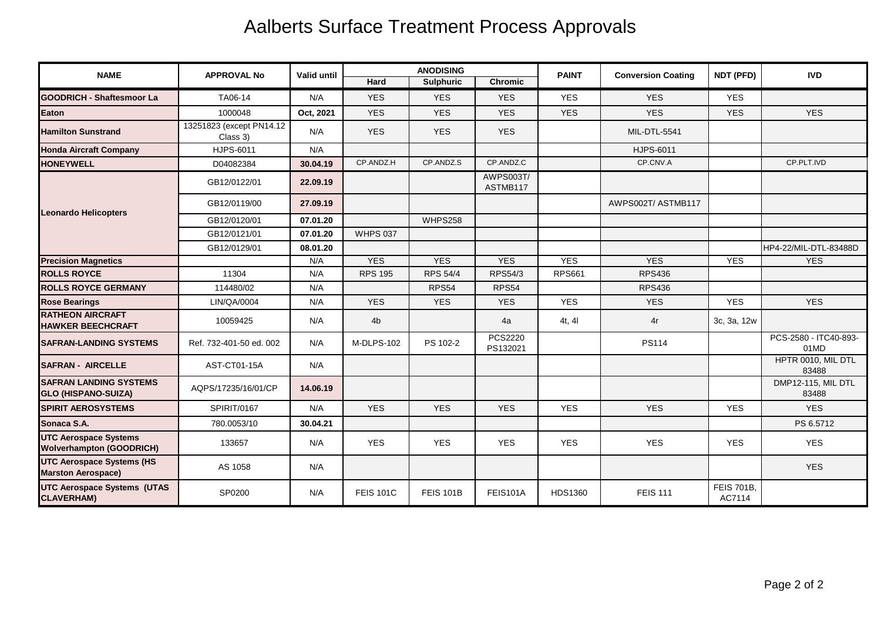# Aalberts Surface Treatment Process Approvals

| NAME | APPROVAL No | Valid until | ANODISING | | | PAINT | Conversion Coating | NDT (PFD) | IVD |
|---|---|---|---|---|---|---|---|---|---|
| | | | Hard | Sulphuric | Chromic | | | | |
| **GOODRICH - Shaftesmoor La** | TA06-14 | N/A | YES | YES | YES | YES | YES | YES | |
| **Eaton** | 1000048 | **Oct, 2021** | YES | YES | YES | YES | YES | YES | YES |
| **Hamilton Sunstrand** | 13251823 (except PN14.12 Class 3) | N/A | YES | YES | YES | | MIL-DTL-5541 | | |
| **Honda Aircraft Company** | HJPS-6011 | N/A | | | | | HJPS-6011 | | |
| **HONEYWELL** | D04082384 | **30.04.19** | CP.ANDZ.H | CP.ANDZ.S | CP.ANDZ.C | | CP.CNV.A | | CP.PLT.IVD |
| **Leonardo Helicopters** | GB12/0122/01 | **22.09.19** | | | AWPS003T/ ASTMB117 | | | | |
| | GB12/0119/00 | **27.09.19** | | | | | AWPS002T/ ASTMB117 | | |
| | GB12/0120/01 | **07.01.20** | | WHPS258 | | | | | |
| | GB12/0121/01 | **07.01.20** | WHPS 037 | | | | | | |
| | GB12/0129/01 | **08.01.20** | | | | | | | HP4-22/MIL-DTL-83488D |
| **Precision Magnetics** | | N/A | YES | YES | YES | YES | YES | YES | YES |
| **ROLLS ROYCE** | 11304 | N/A | RPS 195 | RPS 54/4 | RPS54/3 | RPS661 | RPS436 | | |
| **ROLLS ROYCE GERMANY** | 114480/02 | N/A | | RPS54 | RPS54 | | RPS436 | | |
| **Rose Bearings** | LIN/QA/0004 | N/A | YES | YES | YES | YES | YES | YES | YES |
| **RATHEON AIRCRAFT HAWKER BEECHCRAFT** | 10059425 | N/A | 4b | | 4a | 4t, 4l | 4r | 3c, 3a, 12w | |
| **SAFRAN-LANDING SYSTEMS** | Ref. 732-401-50 ed. 002 | N/A | M-DLPS-102 | PS 102-2 | PCS2220 PS132021 | | PS114 | | PCS-2580 - ITC40-893-01MD |
| **SAFRAN - AIRCELLE** | AST-CT01-15A | N/A | | | | | | | HPTR 0010, MIL DTL 83488 |
| **SAFRAN LANDING SYSTEMS GLO (HISPANO-SUIZA)** | AQPS/17235/16/01/CP | **14.06.19** | | | | | | | DMP12-115, MIL DTL 83488 |
| **SPIRIT AEROSYSTEMS** | SPIRIT/0167 | N/A | YES | YES | YES | YES | YES | YES | YES |
| **Sonaca S.A.** | 780.0053/10 | **30.04.21** | | | | | | | PS 6.5712 |
| **UTC Aerospace Systems Wolverhampton (GOODRICH)** | 133657 | N/A | YES | YES | YES | YES | YES | YES | YES |
| **UTC Aerospace Systems (HS Marston Aerospace)** | AS 1058 | N/A | | | | | | | YES |
| **UTC Aerospace Systems (UTAS CLAVERHAM)** | SP0200 | N/A | FEIS 101C | FEIS 101B | FEIS101A | HDS1360 | FEIS 111 | FEIS 701B, AC7114 | |